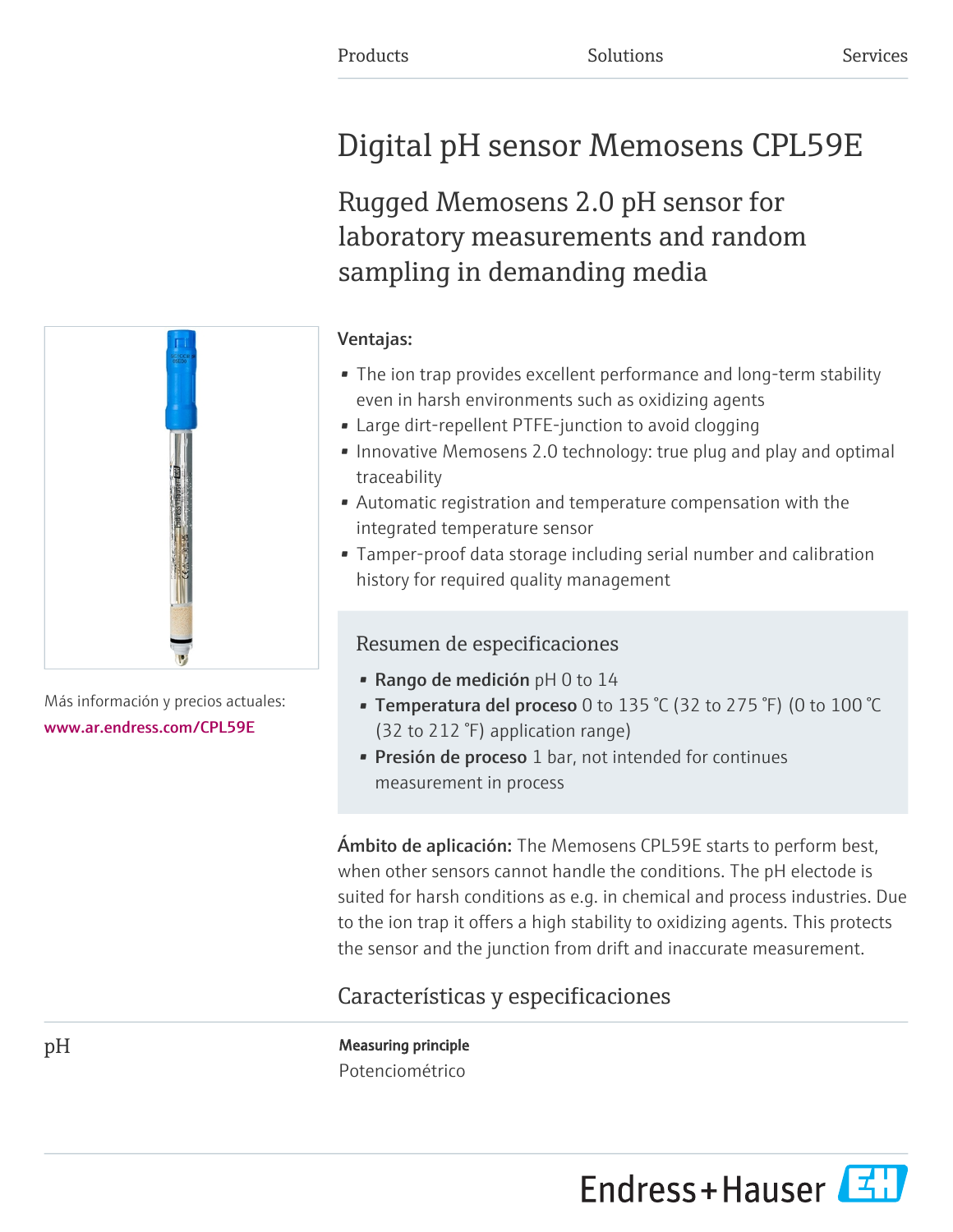Products Solutions Services

# Digital pH sensor Memosens CPL59E

## Rugged Memosens 2.0 pH sensor for laboratory measurements and random sampling in demanding media

Más información y precios actuales:
www.ar.endress.com/CPL59E

**Ventajas:**

- The ion trap provides excellent performance and long-term stability even in harsh environments such as oxidizing agents
- Large dirt-repellent PTFE-junction to avoid clogging
- Innovative Memosens 2.0 technology: true plug and play and optimal traceability
- Automatic registration and temperature compensation with the integrated temperature sensor
- Tamper-proof data storage including serial number and calibration history for required quality management

### Resumen de especificaciones

- **Rango de medición** pH 0 to 14
- **Temperatura del proceso** 0 to 135 °C (32 to 275 °F) (0 to 100 °C (32 to 212 °F) application range)
- **Presión de proceso** 1 bar, not intended for continues measurement in process

**Ámbito de aplicación:** The Memosens CPL59E starts to perform best, when other sensors cannot handle the conditions. The pH electode is suited for harsh conditions as e.g. in chemical and process industries. Due to the ion trap it offers a high stability to oxidizing agents. This protects the sensor and the junction from drift and inaccurate measurement.

## Características y especificaciones

pH

**Measuring principle**
Potenciométrico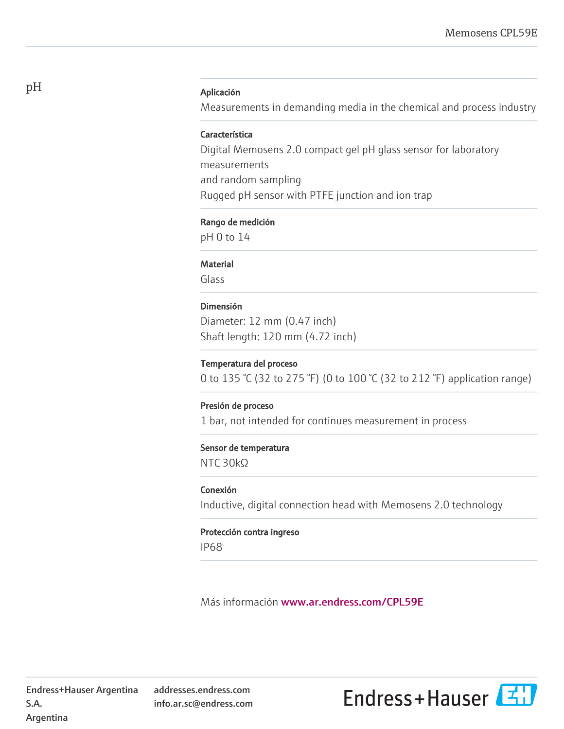pH

**Aplicación**

Measurements in demanding media in the chemical and process industry

**Característica**

Digital Memosens 2.0 compact gel pH glass sensor for laboratory measurements
and random sampling
Rugged pH sensor with PTFE junction and ion trap

**Rango de medición**

pH 0 to 14

**Material**

Glass

**Dimensión**

Diameter: 12 mm (0.47 inch)
Shaft length: 120 mm (4.72 inch)

**Temperatura del proceso**

0 to 135 °C (32 to 275 °F) (0 to 100 °C (32 to 212 °F) application range)

**Presión de proceso**

1 bar, not intended for continues measurement in process

**Sensor de temperatura**

NTC 30kΩ

**Conexión**

Inductive, digital connection head with Memosens 2.0 technology

**Protección contra ingreso**

IP68

Más información www.ar.endress.com/CPL59E

Endress+Hauser Argentina S.A.
Argentina

addresses.endress.com
info.ar.sc@endress.com